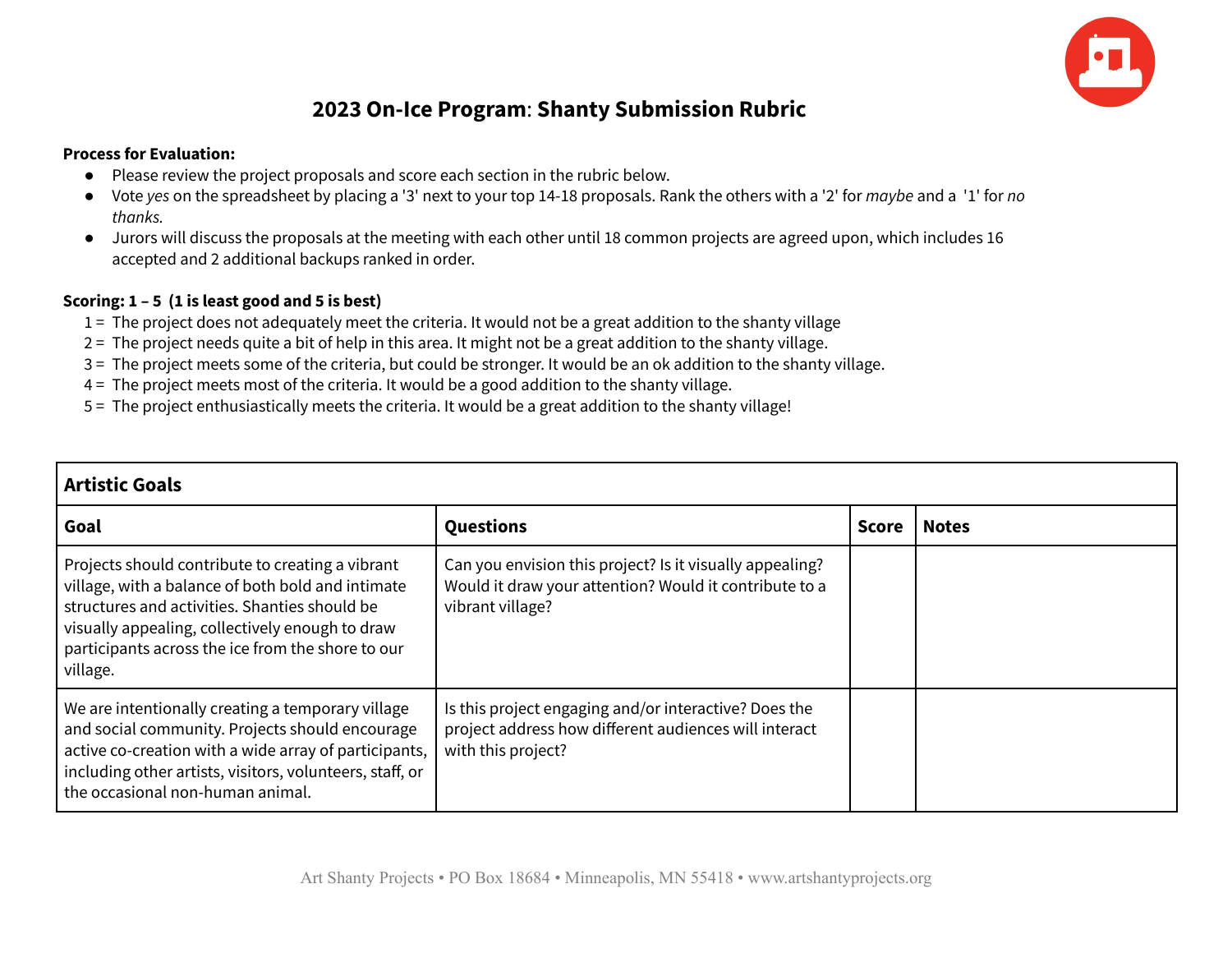# 2023 On-Ice Program: Shanty Submission Rubric

**Process for Evaluation:**

- Please review the project proposals and score each section in the rubric below.
- Vote *yes* on the spreadsheet by placing a '3' next to your top 14-18 proposals. Rank the others with a '2' for *maybe* and a '1' for *no thanks.*
- Jurors will discuss the proposals at the meeting with each other until 18 common projects are agreed upon, which includes 16 accepted and 2 additional backups ranked in order.

**Scoring: 1 – 5 (1 is least good and 5 is best)**

1 = The project does not adequately meet the criteria. It would not be a great addition to the shanty village
2 = The project needs quite a bit of help in this area. It might not be a great addition to the shanty village.
3 = The project meets some of the criteria, but could be stronger. It would be an ok addition to the shanty village.
4 = The project meets most of the criteria. It would be a good addition to the shanty village.
5 = The project enthusiastically meets the criteria. It would be a great addition to the shanty village!

| **Artistic Goals** | | | |
|---|---|---|---|
| **Goal** | **Questions** | **Score** | **Notes** |
| Projects should contribute to creating a vibrant village, with a balance of both bold and intimate structures and activities. Shanties should be visually appealing, collectively enough to draw participants across the ice from the shore to our village. | Can you envision this project? Is it visually appealing? Would it draw your attention? Would it contribute to a vibrant village? | | |
| We are intentionally creating a temporary village and social community. Projects should encourage active co-creation with a wide array of participants, including other artists, visitors, volunteers, staff, or the occasional non-human animal. | Is this project engaging and/or interactive? Does the project address how different audiences will interact with this project? | | |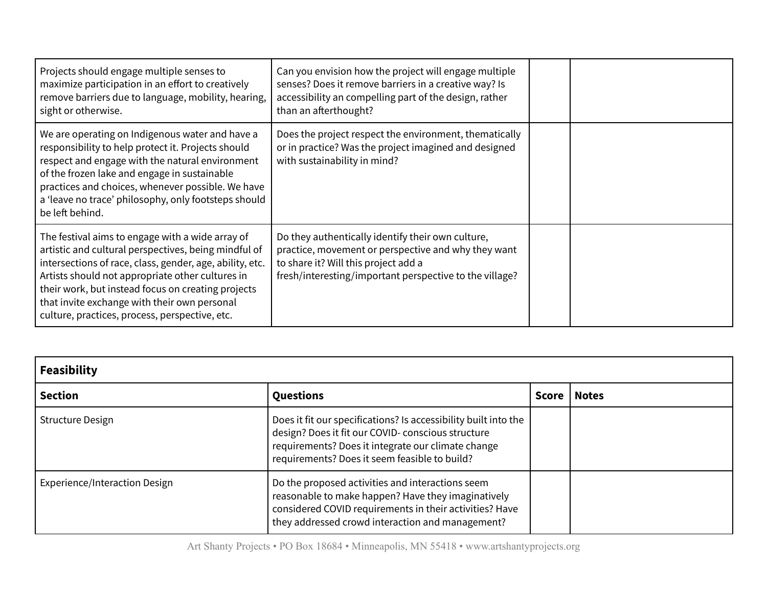| | | | |
|---|---|---|---|
| Projects should engage multiple senses to maximize participation in an effort to creatively remove barriers due to language, mobility, hearing, sight or otherwise. | Can you envision how the project will engage multiple senses? Does it remove barriers in a creative way? Is accessibility an compelling part of the design, rather than an afterthought? | | |
| We are operating on Indigenous water and have a responsibility to help protect it. Projects should respect and engage with the natural environment of the frozen lake and engage in sustainable practices and choices, whenever possible. We have a 'leave no trace' philosophy, only footsteps should be left behind. | Does the project respect the environment, thematically or in practice? Was the project imagined and designed with sustainability in mind? | | |
| The festival aims to engage with a wide array of artistic and cultural perspectives, being mindful of intersections of race, class, gender, age, ability, etc. Artists should not appropriate other cultures in their work, but instead focus on creating projects that invite exchange with their own personal culture, practices, process, perspective, etc. | Do they authentically identify their own culture, practice, movement or perspective and why they want to share it? Will this project add a fresh/interesting/important perspective to the village? | | |

| **Feasibility** | | | |
|---|---|---|---|
| **Section** | **Questions** | **Score** | **Notes** |
| Structure Design | Does it fit our specifications? Is accessibility built into the design? Does it fit our COVID- conscious structure requirements? Does it integrate our climate change requirements? Does it seem feasible to build? | | |
| Experience/Interaction Design | Do the proposed activities and interactions seem reasonable to make happen? Have they imaginatively considered COVID requirements in their activities? Have they addressed crowd interaction and management? | | |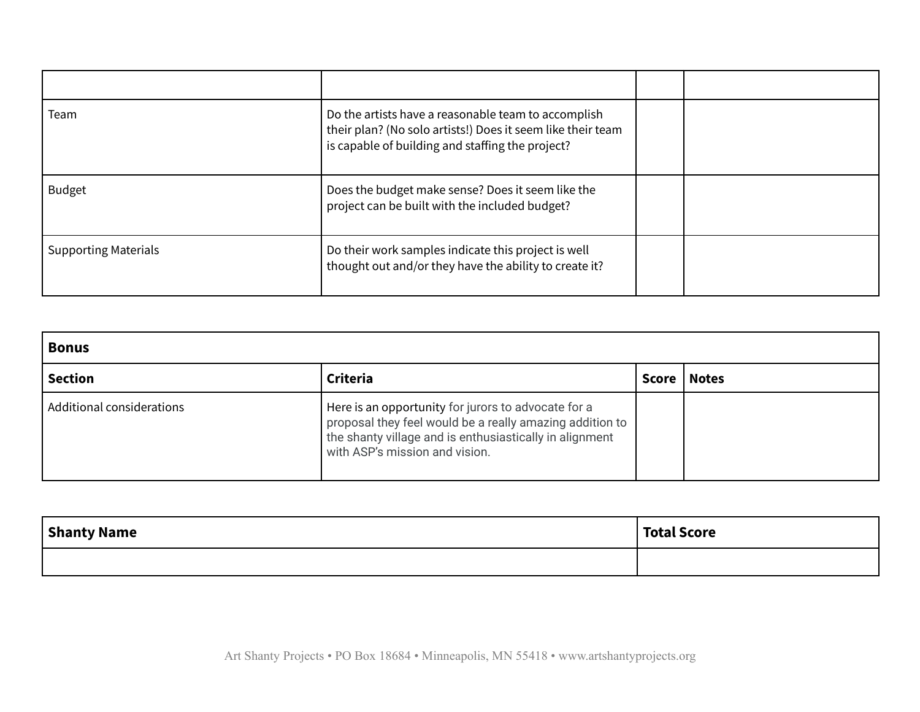| | | | |
|---|---|---|---|
| Team | Do the artists have a reasonable team to accomplish their plan? (No solo artists!) Does it seem like their team is capable of building and staffing the project? | | |
| Budget | Does the budget make sense? Does it seem like the project can be built with the included budget? | | |
| Supporting Materials | Do their work samples indicate this project is well thought out and/or they have the ability to create it? | | |

| **Bonus** | | | |
|---|---|---|---|
| **Section** | **Criteria** | **Score** | **Notes** |
| Additional considerations | Here is an opportunity for jurors to advocate for a proposal they feel would be a really amazing addition to the shanty village and is enthusiastically in alignment with ASP's mission and vision. | | |

| **Shanty Name** | **Total Score** |
|---|---|
| | |

Art Shanty Projects • PO Box 18684 • Minneapolis, MN 55418 • www.artshantyprojects.org